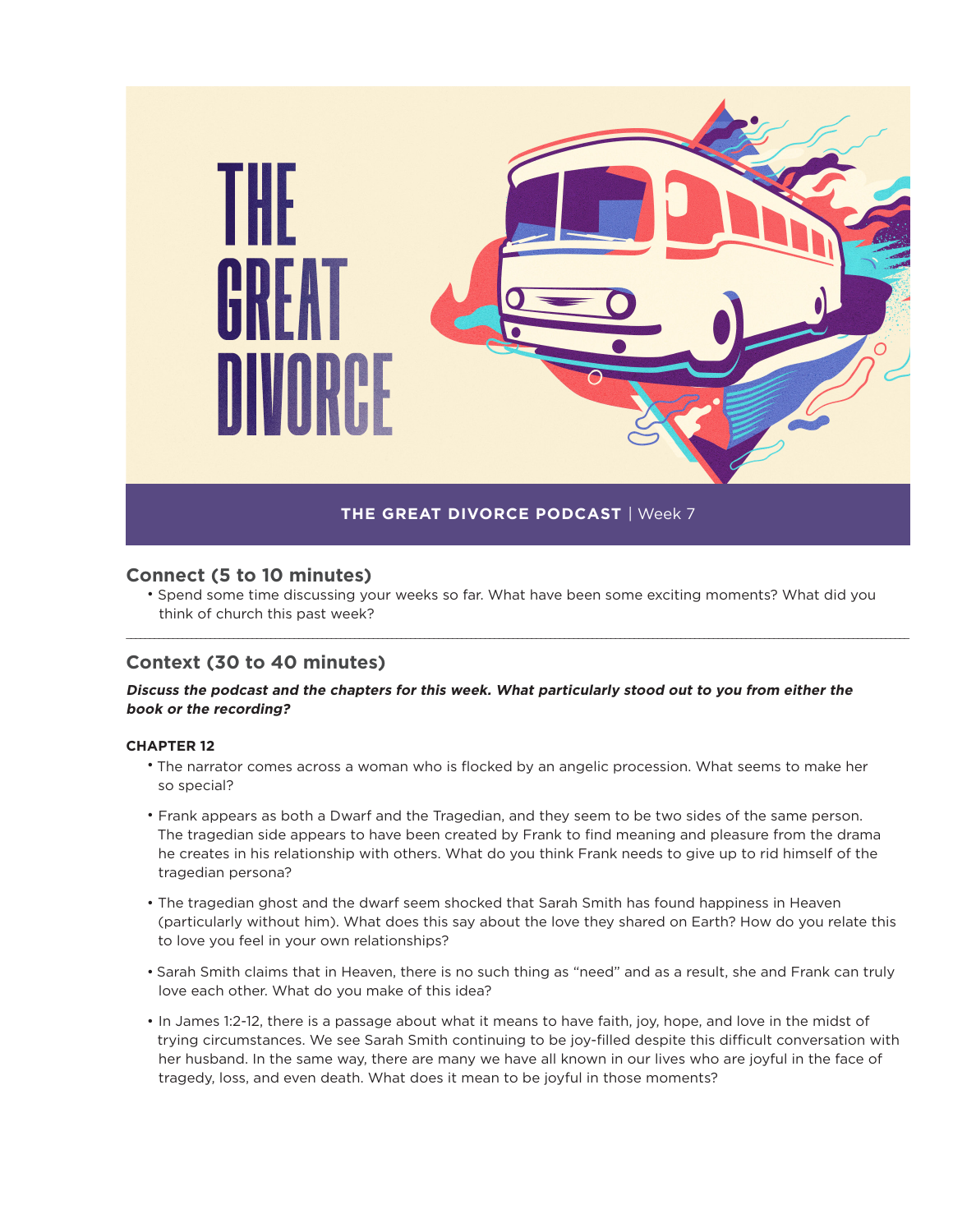# THE GREAT DIVORCE

**THE GREAT DIVORCE PODCAST** | Week 7

## Connect (5 to 10 minutes)

- Spend some time discussing your weeks so far. What have been some exciting moments? What did you think of church this past week?

---

## Context (30 to 40 minutes)

***Discuss the podcast and the chapters for this week. What particularly stood out to you from either the book or the recording?***

**CHAPTER 12**

- The narrator comes across a woman who is flocked by an angelic procession. What seems to make her so special?
- Frank appears as both a Dwarf and the Tragedian, and they seem to be two sides of the same person. The tragedian side appears to have been created by Frank to find meaning and pleasure from the drama he creates in his relationship with others. What do you think Frank needs to give up to rid himself of the tragedian persona?
- The tragedian ghost and the dwarf seem shocked that Sarah Smith has found happiness in Heaven (particularly without him). What does this say about the love they shared on Earth? How do you relate this to love you feel in your own relationships?
- Sarah Smith claims that in Heaven, there is no such thing as "need" and as a result, she and Frank can truly love each other. What do you make of this idea?
- In James 1:2-12, there is a passage about what it means to have faith, joy, hope, and love in the midst of trying circumstances. We see Sarah Smith continuing to be joy-filled despite this difficult conversation with her husband. In the same way, there are many we have all known in our lives who are joyful in the face of tragedy, loss, and even death. What does it mean to be joyful in those moments?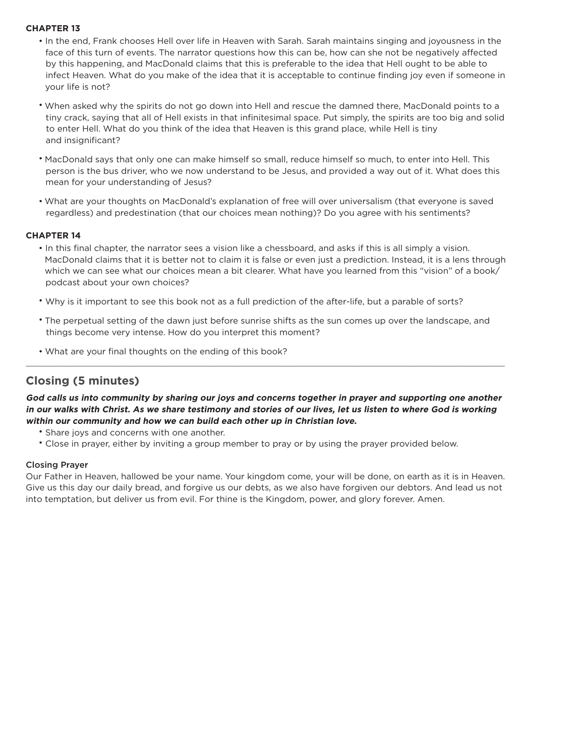**CHAPTER 13**

- In the end, Frank chooses Hell over life in Heaven with Sarah. Sarah maintains singing and joyousness in the face of this turn of events. The narrator questions how this can be, how can she not be negatively affected by this happening, and MacDonald claims that this is preferable to the idea that Hell ought to be able to infect Heaven. What do you make of the idea that it is acceptable to continue finding joy even if someone in your life is not?
- When asked why the spirits do not go down into Hell and rescue the damned there, MacDonald points to a tiny crack, saying that all of Hell exists in that infinitesimal space. Put simply, the spirits are too big and solid to enter Hell. What do you think of the idea that Heaven is this grand place, while Hell is tiny and insignificant?
- MacDonald says that only one can make himself so small, reduce himself so much, to enter into Hell. This person is the bus driver, who we now understand to be Jesus, and provided a way out of it. What does this mean for your understanding of Jesus?
- What are your thoughts on MacDonald's explanation of free will over universalism (that everyone is saved regardless) and predestination (that our choices mean nothing)? Do you agree with his sentiments?

**CHAPTER 14**

- In this final chapter, the narrator sees a vision like a chessboard, and asks if this is all simply a vision. MacDonald claims that it is better not to claim it is false or even just a prediction. Instead, it is a lens through which we can see what our choices mean a bit clearer. What have you learned from this "vision" of a book/podcast about your own choices?
- Why is it important to see this book not as a full prediction of the after-life, but a parable of sorts?
- The perpetual setting of the dawn just before sunrise shifts as the sun comes up over the landscape, and things become very intense. How do you interpret this moment?
- What are your final thoughts on the ending of this book?

---

## Closing (5 minutes)

***God calls us into community by sharing our joys and concerns together in prayer and supporting one another in our walks with Christ. As we share testimony and stories of our lives, let us listen to where God is working within our community and how we can build each other up in Christian love.***

- Share joys and concerns with one another.
- Close in prayer, either by inviting a group member to pray or by using the prayer provided below.

Closing Prayer

Our Father in Heaven, hallowed be your name. Your kingdom come, your will be done, on earth as it is in Heaven. Give us this day our daily bread, and forgive us our debts, as we also have forgiven our debtors. And lead us not into temptation, but deliver us from evil. For thine is the Kingdom, power, and glory forever. Amen.